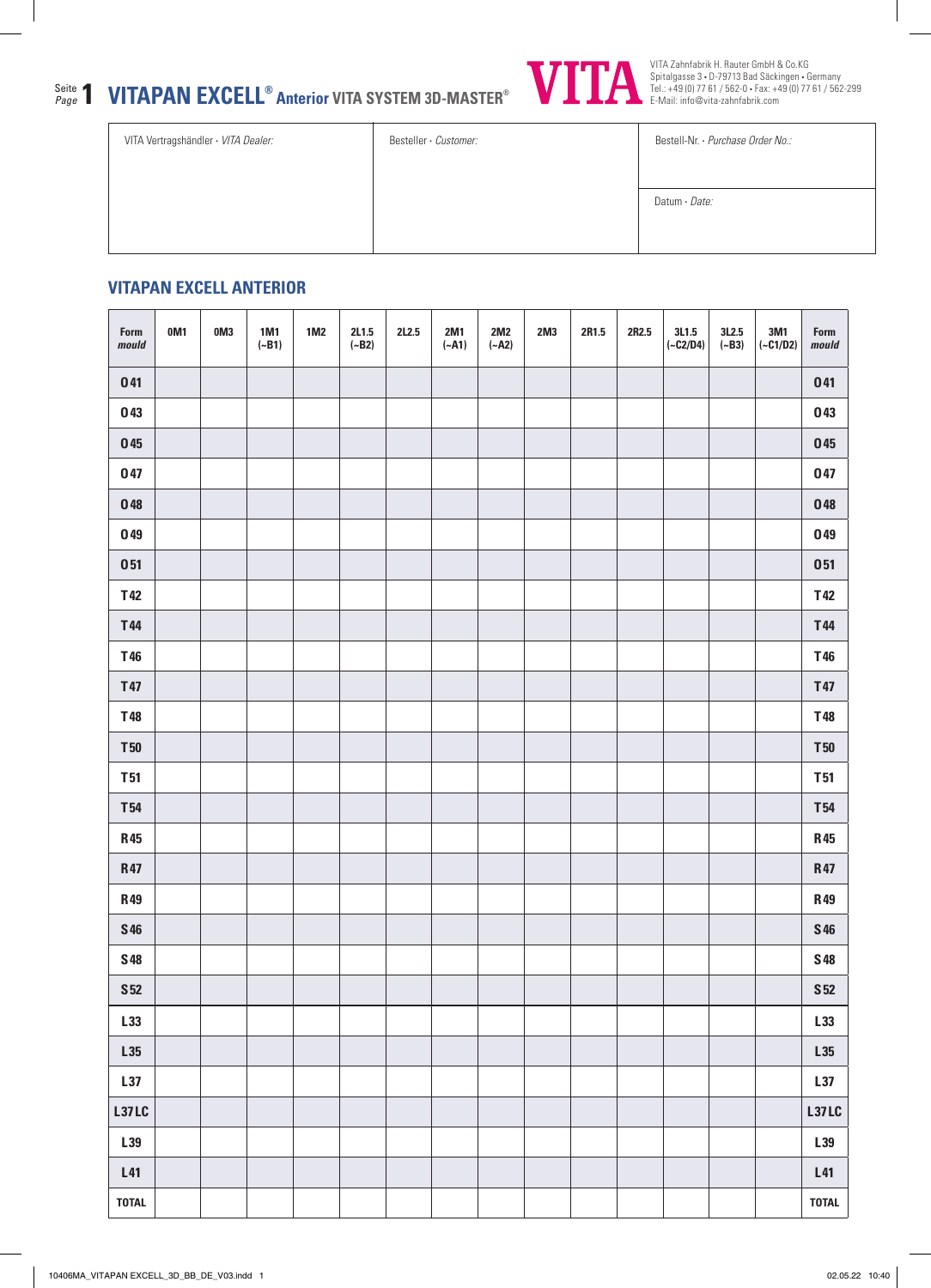# VITAPAN EXCELL® Anterior VITA SYSTEM 3D-MASTER®

VITA

VITA Zahnfabrik H. Rauter GmbH & Co.KG
Spitalgasse 3 • D-79713 Bad Säckingen • Germany
Tel.: +49 (0) 77 61 / 562-0 • Fax: +49 (0) 77 61 / 562-299
E-Mail: info@vita-zahnfabrik.com

| VITA Vertragshändler · *VITA Dealer:* | Besteller · *Customer:* | Bestell-Nr. · *Purchase Order No.:* |
|---|---|---|
| | | Datum · *Date:* |

## VITAPAN EXCELL ANTERIOR

| Form *mould* | 0M1 | 0M3 | 1M1 (~B1) | 1M2 | 2L1.5 (~B2) | 2L2.5 | 2M1 (~A1) | 2M2 (~A2) | 2M3 | 2R1.5 | 2R2.5 | 3L1.5 (~C2/D4) | 3L2.5 (~B3) | 3M1 (~C1/D2) | Form *mould* |
|---|---|---|---|---|---|---|---|---|---|---|---|---|---|---|---|
| O41 | | | | | | | | | | | | | | | O41 |
| O43 | | | | | | | | | | | | | | | O43 |
| O45 | | | | | | | | | | | | | | | O45 |
| O47 | | | | | | | | | | | | | | | O47 |
| O48 | | | | | | | | | | | | | | | O48 |
| O49 | | | | | | | | | | | | | | | O49 |
| O51 | | | | | | | | | | | | | | | O51 |
| T42 | | | | | | | | | | | | | | | T42 |
| T44 | | | | | | | | | | | | | | | T44 |
| T46 | | | | | | | | | | | | | | | T46 |
| T47 | | | | | | | | | | | | | | | T47 |
| T48 | | | | | | | | | | | | | | | T48 |
| T50 | | | | | | | | | | | | | | | T50 |
| T51 | | | | | | | | | | | | | | | T51 |
| T54 | | | | | | | | | | | | | | | T54 |
| R45 | | | | | | | | | | | | | | | R45 |
| R47 | | | | | | | | | | | | | | | R47 |
| R49 | | | | | | | | | | | | | | | R49 |
| S46 | | | | | | | | | | | | | | | S46 |
| S48 | | | | | | | | | | | | | | | S48 |
| S52 | | | | | | | | | | | | | | | S52 |
| L33 | | | | | | | | | | | | | | | L33 |
| L35 | | | | | | | | | | | | | | | L35 |
| L37 | | | | | | | | | | | | | | | L37 |
| L37LC | | | | | | | | | | | | | | | L37LC |
| L39 | | | | | | | | | | | | | | | L39 |
| L41 | | | | | | | | | | | | | | | L41 |
| TOTAL | | | | | | | | | | | | | | | TOTAL |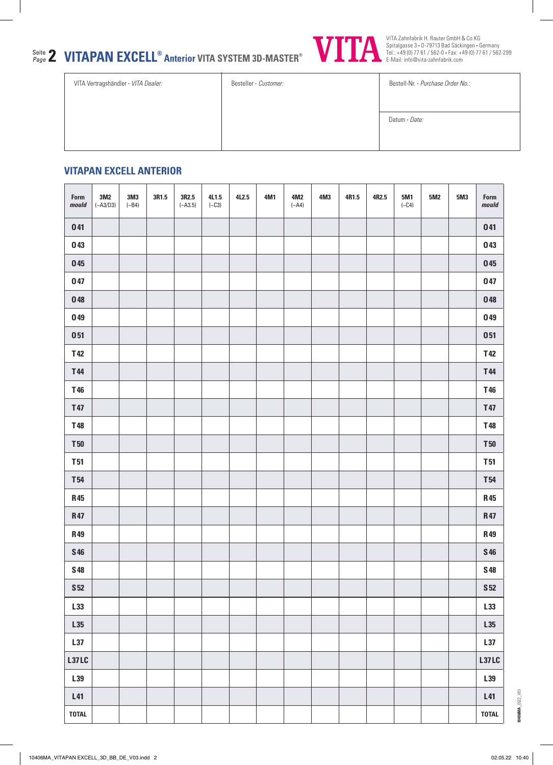# VITAPAN EXCELL® Anterior VITA SYSTEM 3D-MASTER®

VITA

VITA Zahnfabrik H. Rauter GmbH & Co.KG
Spitalgasse 3 • D-79713 Bad Säckingen • Germany
Tel.: +49 (0) 77 61 / 562-0 • Fax: +49 (0) 77 61 / 562-299
E-Mail: info@vita-zahnfabrik.com

| VITA Vertragshändler · *VITA Dealer:* | Besteller · *Customer:* | Bestell-Nr. · *Purchase Order No.:* |
|---|---|---|
| | | Datum · *Date:* |

## VITAPAN EXCELL ANTERIOR

| Form *mould* | 3M2 (~A3/D3) | 3M3 (~B4) | 3R1.5 | 3R2.5 (~A3.5) | 4L1.5 (~C3) | 4L2.5 | 4M1 | 4M2 (~A4) | 4M3 | 4R1.5 | 4R2.5 | 5M1 (~C4) | 5M2 | 5M3 | Form *mould* |
|---|---|---|---|---|---|---|---|---|---|---|---|---|---|---|---|
| O41 | | | | | | | | | | | | | | | O41 |
| O43 | | | | | | | | | | | | | | | O43 |
| O45 | | | | | | | | | | | | | | | O45 |
| O47 | | | | | | | | | | | | | | | O47 |
| O48 | | | | | | | | | | | | | | | O48 |
| O49 | | | | | | | | | | | | | | | O49 |
| O51 | | | | | | | | | | | | | | | O51 |
| T42 | | | | | | | | | | | | | | | T42 |
| T44 | | | | | | | | | | | | | | | T44 |
| T46 | | | | | | | | | | | | | | | T46 |
| T47 | | | | | | | | | | | | | | | T47 |
| T48 | | | | | | | | | | | | | | | T48 |
| T50 | | | | | | | | | | | | | | | T50 |
| T51 | | | | | | | | | | | | | | | T51 |
| T54 | | | | | | | | | | | | | | | T54 |
| R45 | | | | | | | | | | | | | | | R45 |
| R47 | | | | | | | | | | | | | | | R47 |
| R49 | | | | | | | | | | | | | | | R49 |
| S46 | | | | | | | | | | | | | | | S46 |
| S48 | | | | | | | | | | | | | | | S48 |
| S52 | | | | | | | | | | | | | | | S52 |
| L33 | | | | | | | | | | | | | | | L33 |
| L35 | | | | | | | | | | | | | | | L35 |
| L37 | | | | | | | | | | | | | | | L37 |
| L37LC | | | | | | | | | | | | | | | L37LC |
| L39 | | | | | | | | | | | | | | | L39 |
| L41 | | | | | | | | | | | | | | | L41 |
| TOTAL | | | | | | | | | | | | | | | TOTAL |

10406MA_0522_V03